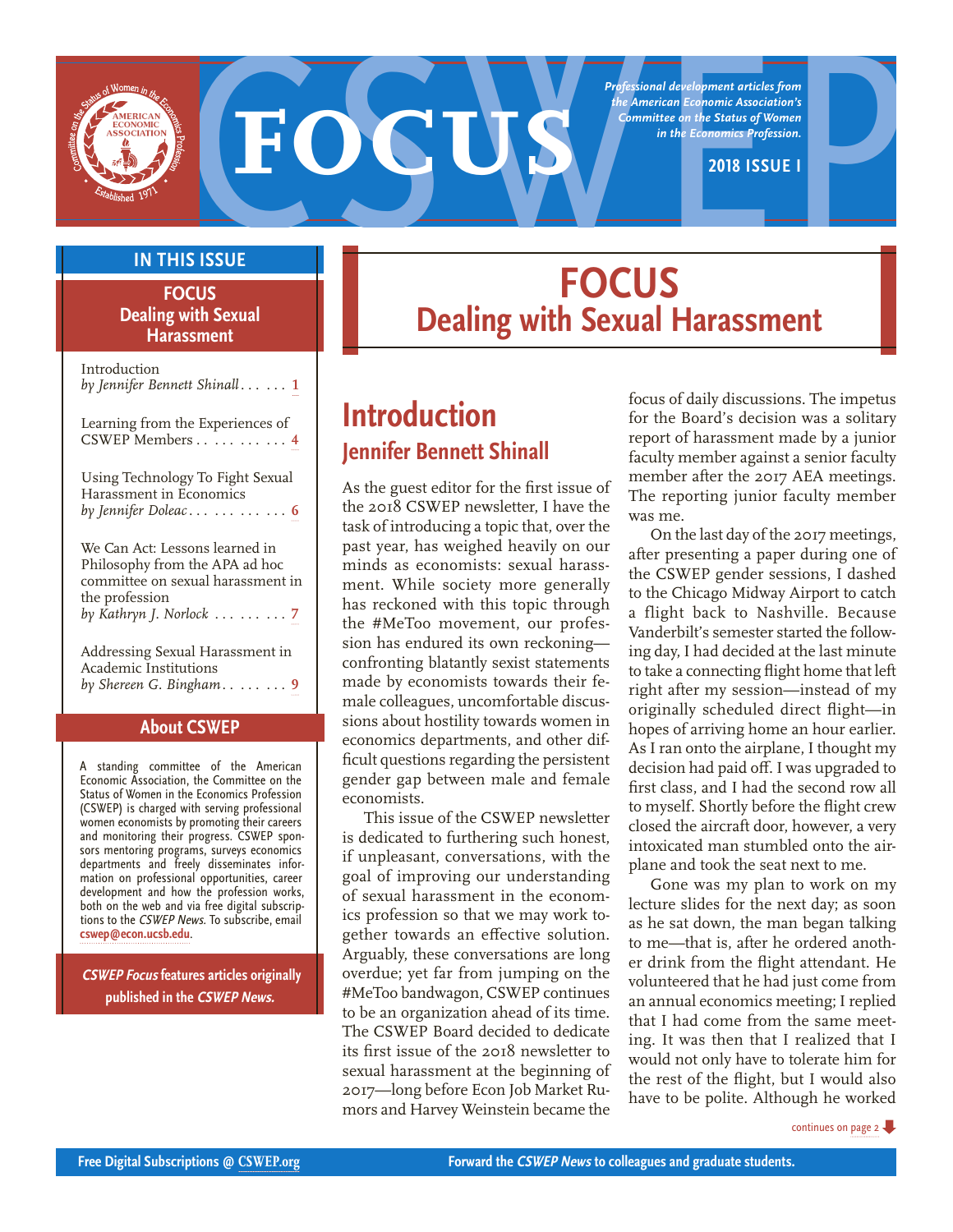# CSWEP FOCUS

*Professional development articles from the American Economic Association's Committee on the Status of Women in the Economics Profession.*

**2018 ISSUE I**

## IN THIS ISSUE

**FOCUS**
**Dealing with Sexual Harassment**

Introduction
*by Jennifer Bennett Shinall* . . . . . . 1

Learning from the Experiences of CSWEP Members . . . . . . . . . . 4

Using Technology To Fight Sexual Harassment in Economics
*by Jennifer Doleac* . . . . . . . . . . . 6

We Can Act: Lessons learned in Philosophy from the APA ad hoc committee on sexual harassment in the profession
*by Kathryn J. Norlock* . . . . . . . . 7

Addressing Sexual Harassment in Academic Institutions
*by Shereen G. Bingham* . . . . . . . 9

## About CSWEP

A standing committee of the American Economic Association, the Committee on the Status of Women in the Economics Profession (CSWEP) is charged with serving professional women economists by promoting their careers and monitoring their progress. CSWEP sponsors mentoring programs, surveys economics departments and freely disseminates information on professional opportunities, career development and how the profession works, both on the web and via free digital subscriptions to the *CSWEP News*. To subscribe, email **cswep@econ.ucsb.edu**.

***CSWEP Focus* features articles originally published in the *CSWEP News*.**

# FOCUS
# Dealing with Sexual Harassment

## Introduction
### Jennifer Bennett Shinall

As the guest editor for the first issue of the 2018 CSWEP newsletter, I have the task of introducing a topic that, over the past year, has weighed heavily on our minds as economists: sexual harassment. While society more generally has reckoned with this topic through the #MeToo movement, our profession has endured its own reckoning—confronting blatantly sexist statements made by economists towards their female colleagues, uncomfortable discussions about hostility towards women in economics departments, and other difficult questions regarding the persistent gender gap between male and female economists.

This issue of the CSWEP newsletter is dedicated to furthering such honest, if unpleasant, conversations, with the goal of improving our understanding of sexual harassment in the economics profession so that we may work together towards an effective solution. Arguably, these conversations are long overdue; yet far from jumping on the #MeToo bandwagon, CSWEP continues to be an organization ahead of its time. The CSWEP Board decided to dedicate its first issue of the 2018 newsletter to sexual harassment at the beginning of 2017—long before Econ Job Market Rumors and Harvey Weinstein became the focus of daily discussions. The impetus for the Board's decision was a solitary report of harassment made by a junior faculty member against a senior faculty member after the 2017 AEA meetings. The reporting junior faculty member was me.

On the last day of the 2017 meetings, after presenting a paper during one of the CSWEP gender sessions, I dashed to the Chicago Midway Airport to catch a flight back to Nashville. Because Vanderbilt's semester started the following day, I had decided at the last minute to take a connecting flight home that left right after my session—instead of my originally scheduled direct flight—in hopes of arriving home an hour earlier. As I ran onto the airplane, I thought my decision had paid off. I was upgraded to first class, and I had the second row all to myself. Shortly before the flight crew closed the aircraft door, however, a very intoxicated man stumbled onto the airplane and took the seat next to me.

Gone was my plan to work on my lecture slides for the next day; as soon as he sat down, the man began talking to me—that is, after he ordered another drink from the flight attendant. He volunteered that he had just come from an annual economics meeting; I replied that I had come from the same meeting. It was then that I realized that I would not only have to tolerate him for the rest of the flight, but I would also have to be polite. Although he worked

continues on page 2

Free Digital Subscriptions @ CSWEP.org

Forward the *CSWEP News* to colleagues and graduate students.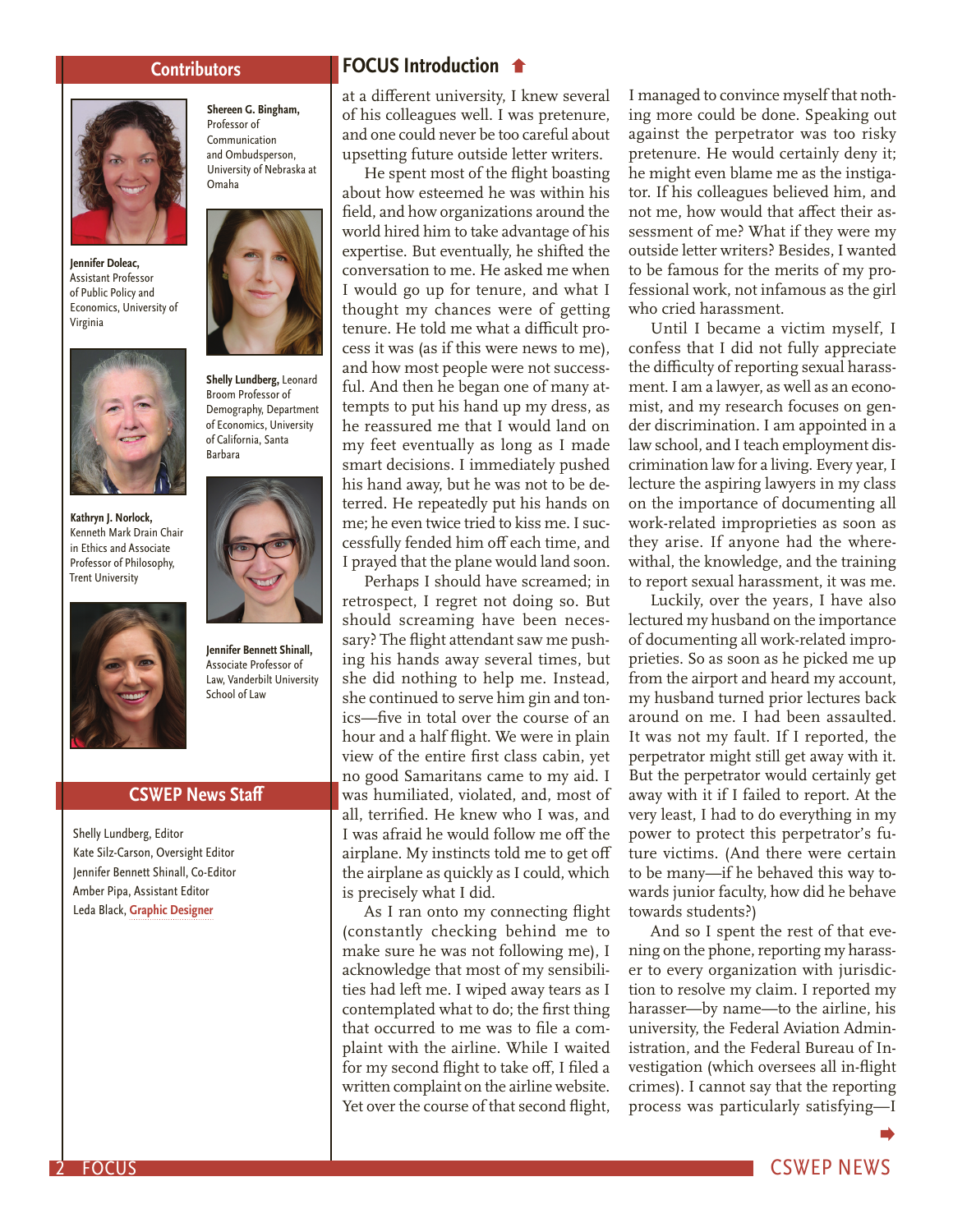## Contributors

**Shereen G. Bingham,** Professor of Communication and Ombudsperson, University of Nebraska at Omaha

**Jennifer Doleac,** Assistant Professor of Public Policy and Economics, University of Virginia

**Shelly Lundberg,** Leonard Broom Professor of Demography, Department of Economics, University of California, Santa Barbara

**Kathryn J. Norlock,** Kenneth Mark Drain Chair in Ethics and Associate Professor of Philosophy, Trent University

**Jennifer Bennett Shinall,** Associate Professor of Law, Vanderbilt University School of Law

## CSWEP News Staff

Shelly Lundberg, Editor
Kate Silz-Carson, Oversight Editor
Jennifer Bennett Shinall, Co-Editor
Amber Pipa, Assistant Editor
Leda Black, Graphic Designer

## FOCUS Introduction

at a different university, I knew several of his colleagues well. I was pretenure, and one could never be too careful about upsetting future outside letter writers.

He spent most of the flight boasting about how esteemed he was within his field, and how organizations around the world hired him to take advantage of his expertise. But eventually, he shifted the conversation to me. He asked me when I would go up for tenure, and what I thought my chances were of getting tenure. He told me what a difficult process it was (as if this were news to me), and how most people were not successful. And then he began one of many attempts to put his hand up my dress, as he reassured me that I would land on my feet eventually as long as I made smart decisions. I immediately pushed his hand away, but he was not to be deterred. He repeatedly put his hands on me; he even twice tried to kiss me. I successfully fended him off each time, and I prayed that the plane would land soon.

Perhaps I should have screamed; in retrospect, I regret not doing so. But should screaming have been necessary? The flight attendant saw me pushing his hands away several times, but she did nothing to help me. Instead, she continued to serve him gin and tonics—five in total over the course of an hour and a half flight. We were in plain view of the entire first class cabin, yet no good Samaritans came to my aid. I was humiliated, violated, and, most of all, terrified. He knew who I was, and I was afraid he would follow me off the airplane. My instincts told me to get off the airplane as quickly as I could, which is precisely what I did.

As I ran onto my connecting flight (constantly checking behind me to make sure he was not following me), I acknowledge that most of my sensibilities had left me. I wiped away tears as I contemplated what to do; the first thing that occurred to me was to file a complaint with the airline. While I waited for my second flight to take off, I filed a written complaint on the airline website. Yet over the course of that second flight, I managed to convince myself that nothing more could be done. Speaking out against the perpetrator was too risky pretenure. He would certainly deny it; he might even blame me as the instigator. If his colleagues believed him, and not me, how would that affect their assessment of me? What if they were my outside letter writers? Besides, I wanted to be famous for the merits of my professional work, not infamous as the girl who cried harassment.

Until I became a victim myself, I confess that I did not fully appreciate the difficulty of reporting sexual harassment. I am a lawyer, as well as an economist, and my research focuses on gender discrimination. I am appointed in a law school, and I teach employment discrimination law for a living. Every year, I lecture the aspiring lawyers in my class on the importance of documenting all work-related improprieties as soon as they arise. If anyone had the wherewithal, the knowledge, and the training to report sexual harassment, it was me.

Luckily, over the years, I have also lectured my husband on the importance of documenting all work-related improprieties. So as soon as he picked me up from the airport and heard my account, my husband turned prior lectures back around on me. I had been assaulted. It was not my fault. If I reported, the perpetrator might still get away with it. But the perpetrator would certainly get away with it if I failed to report. At the very least, I had to do everything in my power to protect this perpetrator's future victims. (And there were certain to be many—if he behaved this way towards junior faculty, how did he behave towards students?)

And so I spent the rest of that evening on the phone, reporting my harasser to every organization with jurisdiction to resolve my claim. I reported my harasser—by name—to the airline, his university, the Federal Aviation Administration, and the Federal Bureau of Investigation (which oversees all in-flight crimes). I cannot say that the reporting process was particularly satisfying—I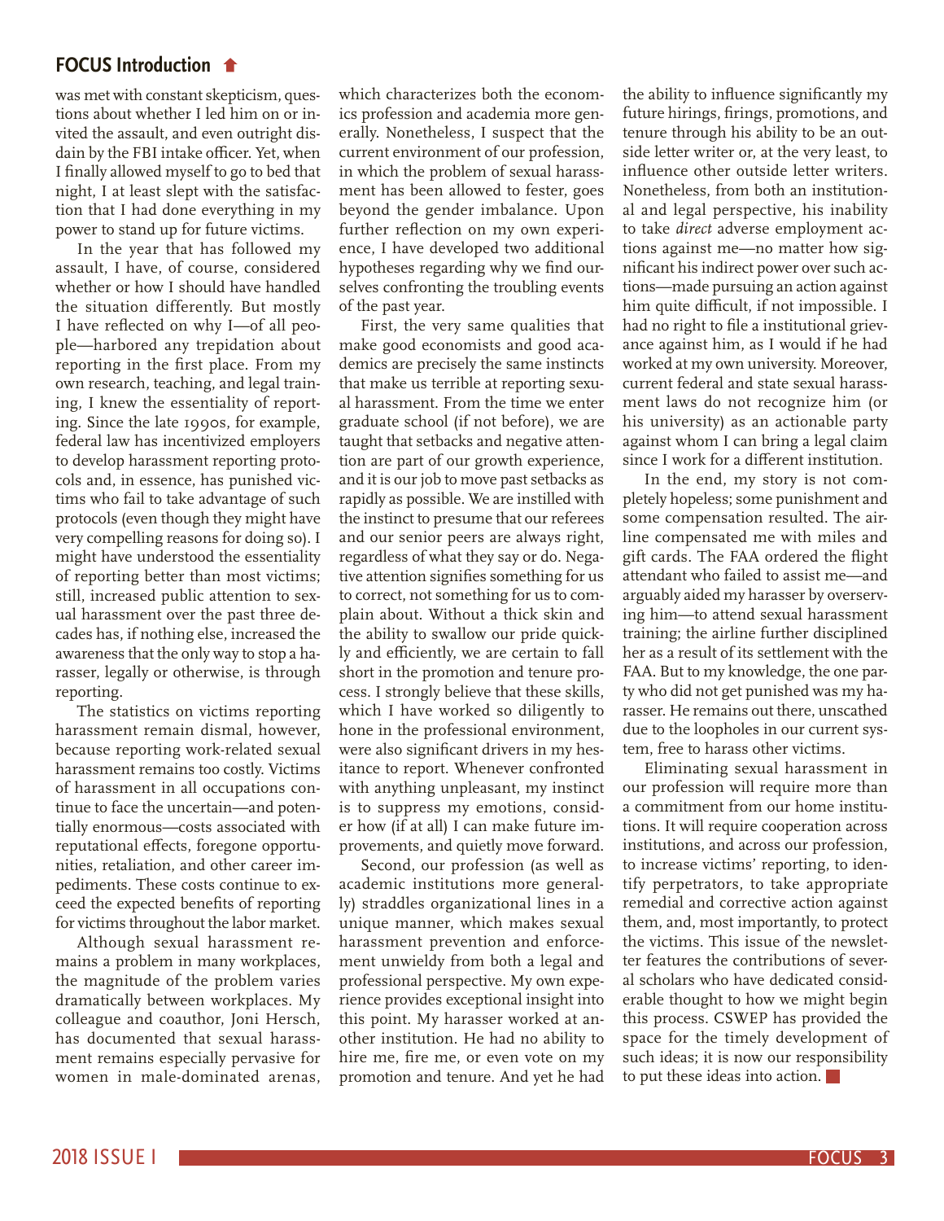was met with constant skepticism, questions about whether I led him on or invited the assault, and even outright disdain by the FBI intake officer. Yet, when I finally allowed myself to go to bed that night, I at least slept with the satisfaction that I had done everything in my power to stand up for future victims.

In the year that has followed my assault, I have, of course, considered whether or how I should have handled the situation differently. But mostly I have reflected on why I—of all people—harbored any trepidation about reporting in the first place. From my own research, teaching, and legal training, I knew the essentiality of reporting. Since the late 1990s, for example, federal law has incentivized employers to develop harassment reporting protocols and, in essence, has punished victims who fail to take advantage of such protocols (even though they might have very compelling reasons for doing so). I might have understood the essentiality of reporting better than most victims; still, increased public attention to sexual harassment over the past three decades has, if nothing else, increased the awareness that the only way to stop a harasser, legally or otherwise, is through reporting.

The statistics on victims reporting harassment remain dismal, however, because reporting work-related sexual harassment remains too costly. Victims of harassment in all occupations continue to face the uncertain—and potentially enormous—costs associated with reputational effects, foregone opportunities, retaliation, and other career impediments. These costs continue to exceed the expected benefits of reporting for victims throughout the labor market.

Although sexual harassment remains a problem in many workplaces, the magnitude of the problem varies dramatically between workplaces. My colleague and coauthor, Joni Hersch, has documented that sexual harassment remains especially pervasive for women in male-dominated arenas, which characterizes both the economics profession and academia more generally. Nonetheless, I suspect that the current environment of our profession, in which the problem of sexual harassment has been allowed to fester, goes beyond the gender imbalance. Upon further reflection on my own experience, I have developed two additional hypotheses regarding why we find ourselves confronting the troubling events of the past year.

First, the very same qualities that make good economists and good academics are precisely the same instincts that make us terrible at reporting sexual harassment. From the time we enter graduate school (if not before), we are taught that setbacks and negative attention are part of our growth experience, and it is our job to move past setbacks as rapidly as possible. We are instilled with the instinct to presume that our referees and our senior peers are always right, regardless of what they say or do. Negative attention signifies something for us to correct, not something for us to complain about. Without a thick skin and the ability to swallow our pride quickly and efficiently, we are certain to fall short in the promotion and tenure process. I strongly believe that these skills, which I have worked so diligently to hone in the professional environment, were also significant drivers in my hesitance to report. Whenever confronted with anything unpleasant, my instinct is to suppress my emotions, consider how (if at all) I can make future improvements, and quietly move forward.

Second, our profession (as well as academic institutions more generally) straddles organizational lines in a unique manner, which makes sexual harassment prevention and enforcement unwieldy from both a legal and professional perspective. My own experience provides exceptional insight into this point. My harasser worked at another institution. He had no ability to hire me, fire me, or even vote on my promotion and tenure. And yet he had the ability to influence significantly my future hirings, firings, promotions, and tenure through his ability to be an outside letter writer or, at the very least, to influence other outside letter writers. Nonetheless, from both an institutional and legal perspective, his inability to take *direct* adverse employment actions against me—no matter how significant his indirect power over such actions—made pursuing an action against him quite difficult, if not impossible. I had no right to file a institutional grievance against him, as I would if he had worked at my own university. Moreover, current federal and state sexual harassment laws do not recognize him (or his university) as an actionable party against whom I can bring a legal claim since I work for a different institution.

In the end, my story is not completely hopeless; some punishment and some compensation resulted. The airline compensated me with miles and gift cards. The FAA ordered the flight attendant who failed to assist me—and arguably aided my harasser by overserving him—to attend sexual harassment training; the airline further disciplined her as a result of its settlement with the FAA. But to my knowledge, the one party who did not get punished was my harasser. He remains out there, unscathed due to the loopholes in our current system, free to harass other victims.

Eliminating sexual harassment in our profession will require more than a commitment from our home institutions. It will require cooperation across institutions, and across our profession, to increase victims' reporting, to identify perpetrators, to take appropriate remedial and corrective action against them, and, most importantly, to protect the victims. This issue of the newsletter features the contributions of several scholars who have dedicated considerable thought to how we might begin this process. CSWEP has provided the space for the timely development of such ideas; it is now our responsibility to put these ideas into action.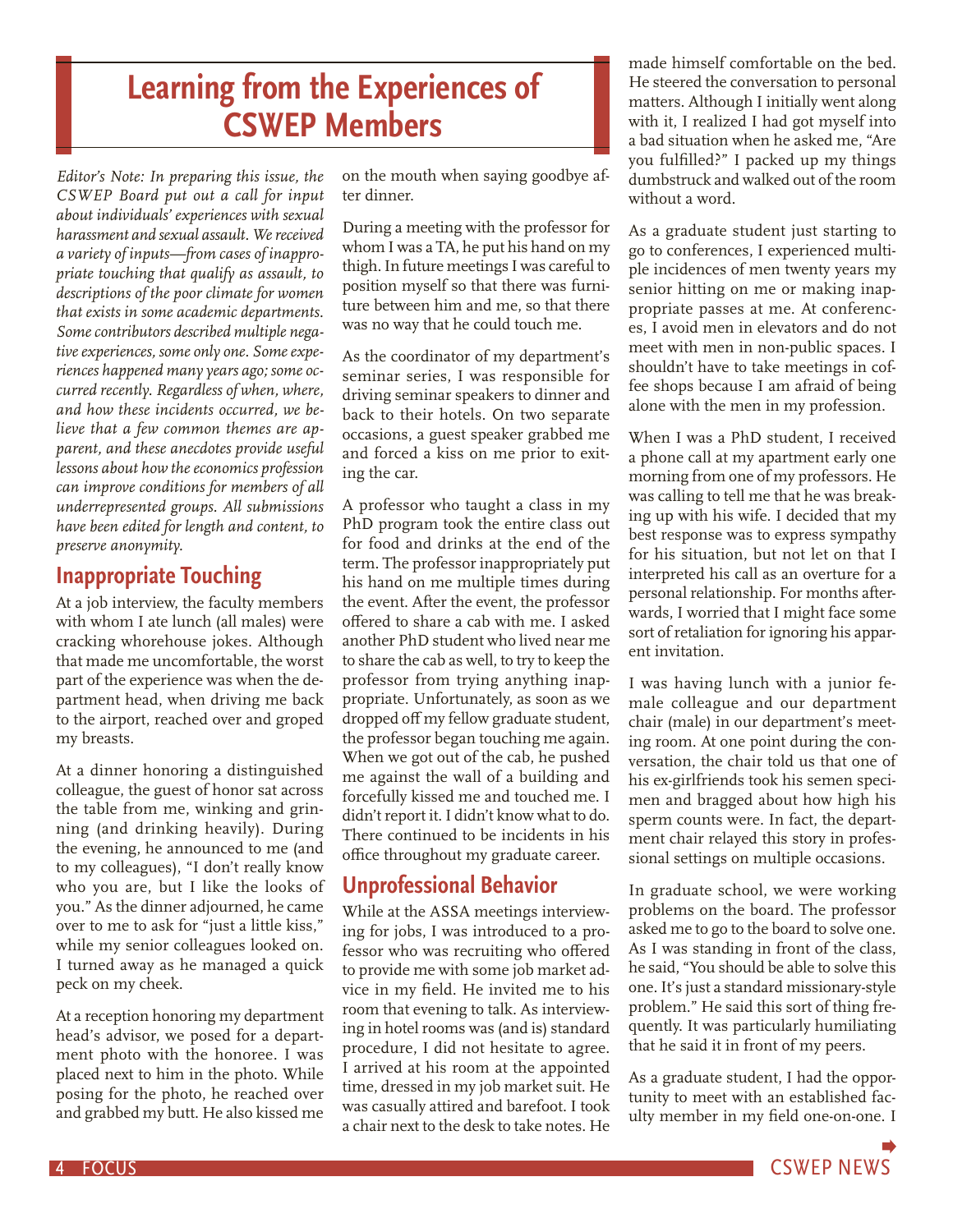# Learning from the Experiences of CSWEP Members

*Editor's Note: In preparing this issue, the CSWEP Board put out a call for input about individuals' experiences with sexual harassment and sexual assault. We received a variety of inputs—from cases of inappropriate touching that qualify as assault, to descriptions of the poor climate for women that exists in some academic departments. Some contributors described multiple negative experiences, some only one. Some experiences happened many years ago; some occurred recently. Regardless of when, where, and how these incidents occurred, we believe that a few common themes are apparent, and these anecdotes provide useful lessons about how the economics profession can improve conditions for members of all underrepresented groups. All submissions have been edited for length and content, to preserve anonymity.*

## Inappropriate Touching

At a job interview, the faculty members with whom I ate lunch (all males) were cracking whorehouse jokes. Although that made me uncomfortable, the worst part of the experience was when the department head, when driving me back to the airport, reached over and groped my breasts.

At a dinner honoring a distinguished colleague, the guest of honor sat across the table from me, winking and grinning (and drinking heavily). During the evening, he announced to me (and to my colleagues), "I don't really know who you are, but I like the looks of you." As the dinner adjourned, he came over to me to ask for "just a little kiss," while my senior colleagues looked on. I turned away as he managed a quick peck on my cheek.

At a reception honoring my department head's advisor, we posed for a department photo with the honoree. I was placed next to him in the photo. While posing for the photo, he reached over and grabbed my butt. He also kissed me on the mouth when saying goodbye after dinner.

During a meeting with the professor for whom I was a TA, he put his hand on my thigh. In future meetings I was careful to position myself so that there was furniture between him and me, so that there was no way that he could touch me.

As the coordinator of my department's seminar series, I was responsible for driving seminar speakers to dinner and back to their hotels. On two separate occasions, a guest speaker grabbed me and forced a kiss on me prior to exiting the car.

A professor who taught a class in my PhD program took the entire class out for food and drinks at the end of the term. The professor inappropriately put his hand on me multiple times during the event. After the event, the professor offered to share a cab with me. I asked another PhD student who lived near me to share the cab as well, to try to keep the professor from trying anything inappropriate. Unfortunately, as soon as we dropped off my fellow graduate student, the professor began touching me again. When we got out of the cab, he pushed me against the wall of a building and forcefully kissed me and touched me. I didn't report it. I didn't know what to do. There continued to be incidents in his office throughout my graduate career.

## Unprofessional Behavior

While at the ASSA meetings interviewing for jobs, I was introduced to a professor who was recruiting who offered to provide me with some job market advice in my field. He invited me to his room that evening to talk. As interviewing in hotel rooms was (and is) standard procedure, I did not hesitate to agree. I arrived at his room at the appointed time, dressed in my job market suit. He was casually attired and barefoot. I took a chair next to the desk to take notes. He made himself comfortable on the bed. He steered the conversation to personal matters. Although I initially went along with it, I realized I had got myself into a bad situation when he asked me, "Are you fulfilled?" I packed up my things dumbstruck and walked out of the room without a word.

As a graduate student just starting to go to conferences, I experienced multiple incidences of men twenty years my senior hitting on me or making inappropriate passes at me. At conferences, I avoid men in elevators and do not meet with men in non-public spaces. I shouldn't have to take meetings in coffee shops because I am afraid of being alone with the men in my profession.

When I was a PhD student, I received a phone call at my apartment early one morning from one of my professors. He was calling to tell me that he was breaking up with his wife. I decided that my best response was to express sympathy for his situation, but not let on that I interpreted his call as an overture for a personal relationship. For months afterwards, I worried that I might face some sort of retaliation for ignoring his apparent invitation.

I was having lunch with a junior female colleague and our department chair (male) in our department's meeting room. At one point during the conversation, the chair told us that one of his ex-girlfriends took his semen specimen and bragged about how high his sperm counts were. In fact, the department chair relayed this story in professional settings on multiple occasions.

In graduate school, we were working problems on the board. The professor asked me to go to the board to solve one. As I was standing in front of the class, he said, "You should be able to solve this one. It's just a standard missionary-style problem." He said this sort of thing frequently. It was particularly humiliating that he said it in front of my peers.

As a graduate student, I had the opportunity to meet with an established faculty member in my field one-on-one. I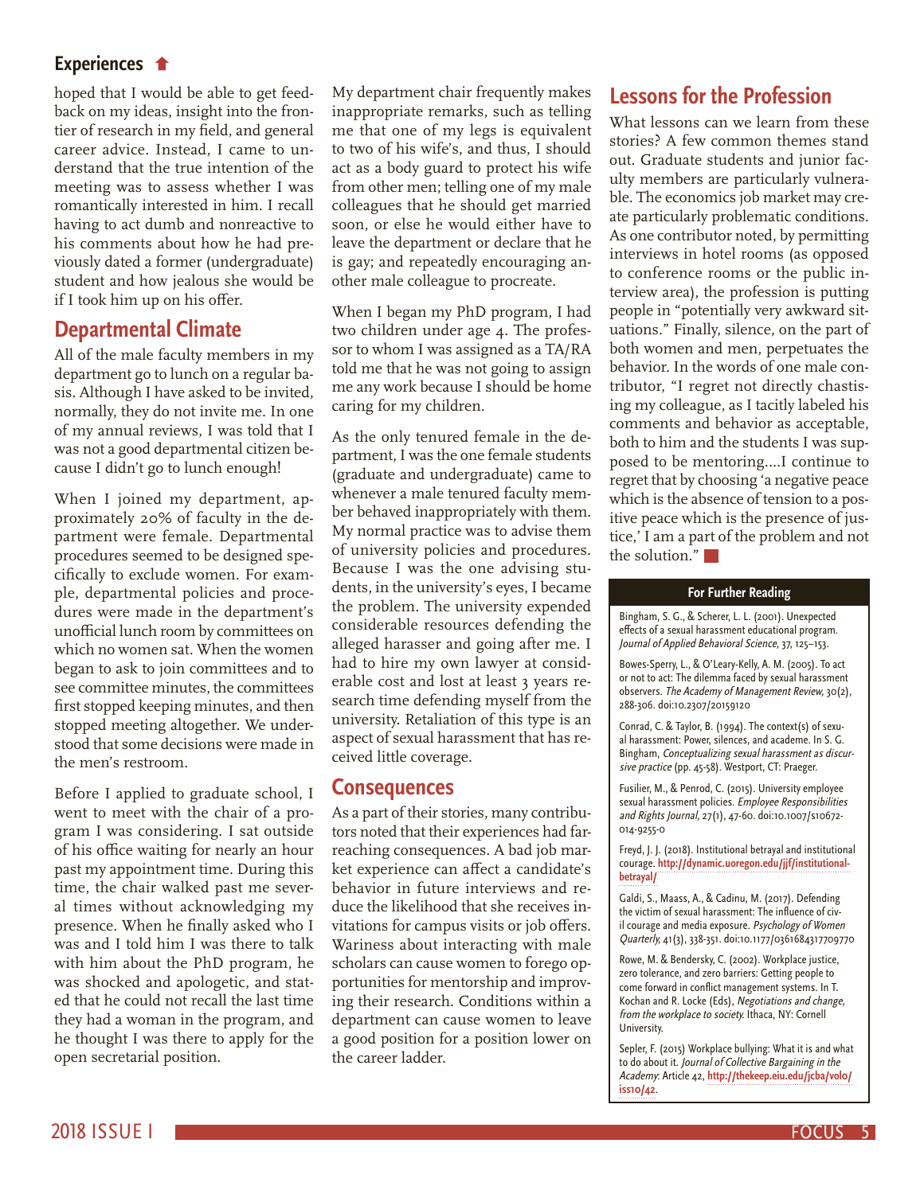## Experiences

hoped that I would be able to get feedback on my ideas, insight into the frontier of research in my field, and general career advice. Instead, I came to understand that the true intention of the meeting was to assess whether I was romantically interested in him. I recall having to act dumb and nonreactive to his comments about how he had previously dated a former (undergraduate) student and how jealous she would be if I took him up on his offer.

## Departmental Climate

All of the male faculty members in my department go to lunch on a regular basis. Although I have asked to be invited, normally, they do not invite me. In one of my annual reviews, I was told that I was not a good departmental citizen because I didn't go to lunch enough!

When I joined my department, approximately 20% of faculty in the department were female. Departmental procedures seemed to be designed specifically to exclude women. For example, departmental policies and procedures were made in the department's unofficial lunch room by committees on which no women sat. When the women began to ask to join committees and to see committee minutes, the committees first stopped keeping minutes, and then stopped meeting altogether. We understood that some decisions were made in the men's restroom.

Before I applied to graduate school, I went to meet with the chair of a program I was considering. I sat outside of his office waiting for nearly an hour past my appointment time. During this time, the chair walked past me several times without acknowledging my presence. When he finally asked who I was and I told him I was there to talk with him about the PhD program, he was shocked and apologetic, and stated that he could not recall the last time they had a woman in the program, and he thought I was there to apply for the open secretarial position.

My department chair frequently makes inappropriate remarks, such as telling me that one of my legs is equivalent to two of his wife's, and thus, I should act as a body guard to protect his wife from other men; telling one of my male colleagues that he should get married soon, or else he would either have to leave the department or declare that he is gay; and repeatedly encouraging another male colleague to procreate.

When I began my PhD program, I had two children under age 4. The professor to whom I was assigned as a TA/RA told me that he was not going to assign me any work because I should be home caring for my children.

As the only tenured female in the department, I was the one female students (graduate and undergraduate) came to whenever a male tenured faculty member behaved inappropriately with them. My normal practice was to advise them of university policies and procedures. Because I was the one advising students, in the university's eyes, I became the problem. The university expended considerable resources defending the alleged harasser and going after me. I had to hire my own lawyer at considerable cost and lost at least 3 years research time defending myself from the university. Retaliation of this type is an aspect of sexual harassment that has received little coverage.

## Consequences

As a part of their stories, many contributors noted that their experiences had far-reaching consequences. A bad job market experience can affect a candidate's behavior in future interviews and reduce the likelihood that she receives invitations for campus visits or job offers. Wariness about interacting with male scholars can cause women to forego opportunities for mentorship and improving their research. Conditions within a department can cause women to leave a good position for a position lower on the career ladder.

## Lessons for the Profession

What lessons can we learn from these stories? A few common themes stand out. Graduate students and junior faculty members are particularly vulnerable. The economics job market may create particularly problematic conditions. As one contributor noted, by permitting interviews in hotel rooms (as opposed to conference rooms or the public interview area), the profession is putting people in "potentially very awkward situations." Finally, silence, on the part of both women and men, perpetuates the behavior. In the words of one male contributor, "I regret not directly chastising my colleague, as I tacitly labeled his comments and behavior as acceptable, both to him and the students I was supposed to be mentoring....I continue to regret that by choosing 'a negative peace which is the absence of tension to a positive peace which is the presence of justice,' I am a part of the problem and not the solution."

### For Further Reading

Bingham, S. G., & Scherer, L. L. (2001). Unexpected effects of a sexual harassment educational program. *Journal of Applied Behavioral Science*, 37, 125–153.

Bowes-Sperry, L., & O'Leary-Kelly, A. M. (2005). To act or not to act: The dilemma faced by sexual harassment observers. *The Academy of Management Review*, 30(2), 288-306. doi:10.2307/20159120

Conrad, C. & Taylor, B. (1994). The context(s) of sexual harassment: Power, silences, and academe. In S. G. Bingham, *Conceptualizing sexual harassment as discursive practice* (pp. 45-58). Westport, CT: Praeger.

Fusilier, M., & Penrod, C. (2015). University employee sexual harassment policies. *Employee Responsibilities and Rights Journal*, 27(1), 47-60. doi:10.1007/s10672-014-9255-0

Freyd, J. J. (2018). Institutional betrayal and institutional courage. http://dynamic.uoregon.edu/jjf/institutionalbetrayal/

Galdi, S., Maass, A., & Cadinu, M. (2017). Defending the victim of sexual harassment: The influence of civil courage and media exposure. *Psychology of Women Quarterly*, 41(3), 338-351. doi:10.1177/0361684317709770

Rowe, M. & Bendersky, C. (2002). Workplace justice, zero tolerance, and zero barriers: Getting people to come forward in conflict management systems. In T. Kochan and R. Locke (Eds), *Negotiations and change, from the workplace to society.* Ithaca, NY: Cornell University.

Sepler, F. (2015) Workplace bullying: What it is and what to do about it. *Journal of Collective Bargaining in the Academy*: Article 42, http://thekeep.eiu.edu/jcba/vol0/iss10/42.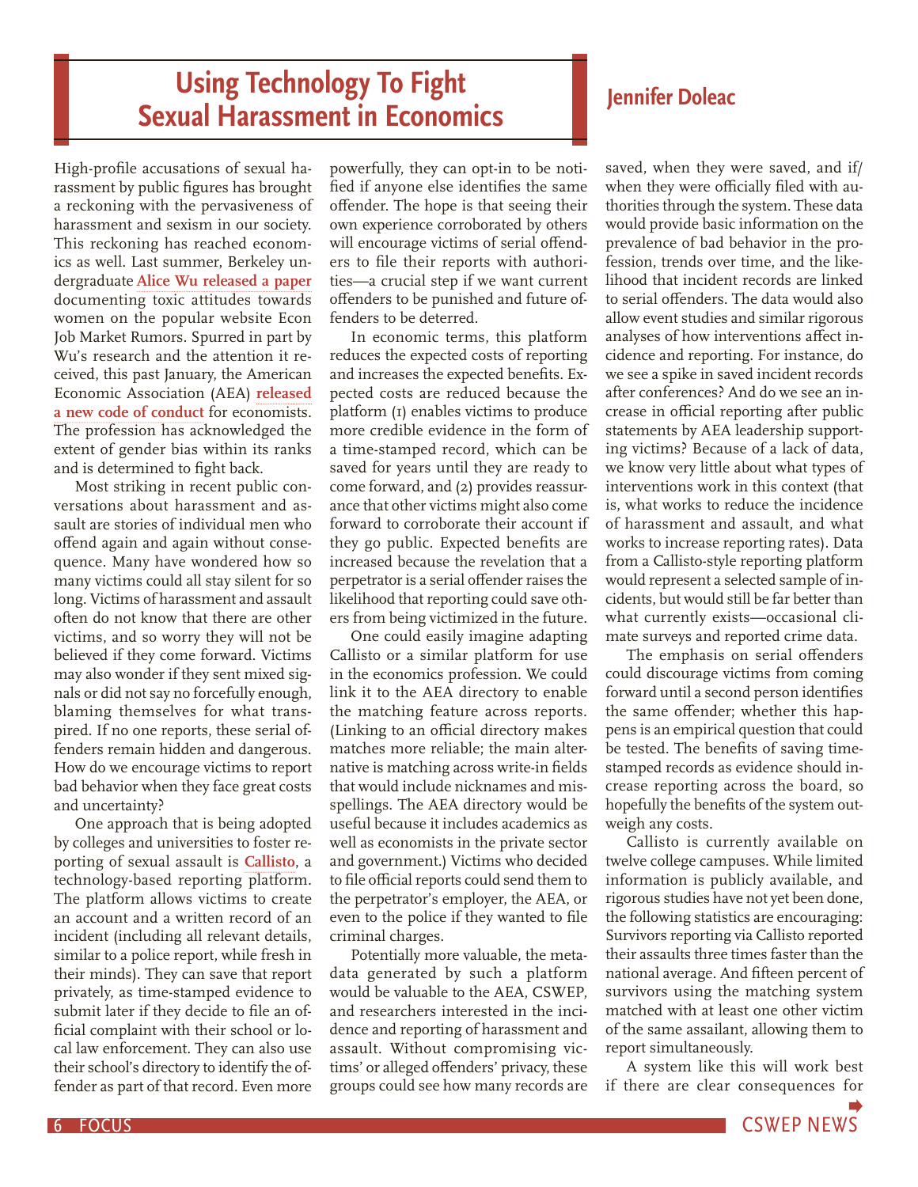# Using Technology To Fight Sexual Harassment in Economics

## Jennifer Doleac

High-profile accusations of sexual harassment by public figures has brought a reckoning with the pervasiveness of harassment and sexism in our society. This reckoning has reached economics as well. Last summer, Berkeley undergraduate **Alice Wu released a paper** documenting toxic attitudes towards women on the popular website Econ Job Market Rumors. Spurred in part by Wu's research and the attention it received, this past January, the American Economic Association (AEA) **released a new code of conduct** for economists. The profession has acknowledged the extent of gender bias within its ranks and is determined to fight back.

Most striking in recent public conversations about harassment and assault are stories of individual men who offend again and again without consequence. Many have wondered how so many victims could all stay silent for so long. Victims of harassment and assault often do not know that there are other victims, and so worry they will not be believed if they come forward. Victims may also wonder if they sent mixed signals or did not say no forcefully enough, blaming themselves for what transpired. If no one reports, these serial offenders remain hidden and dangerous. How do we encourage victims to report bad behavior when they face great costs and uncertainty?

One approach that is being adopted by colleges and universities to foster reporting of sexual assault is **Callisto**, a technology-based reporting platform. The platform allows victims to create an account and a written record of an incident (including all relevant details, similar to a police report, while fresh in their minds). They can save that report privately, as time-stamped evidence to submit later if they decide to file an official complaint with their school or local law enforcement. They can also use their school's directory to identify the offender as part of that record. Even more powerfully, they can opt-in to be notified if anyone else identifies the same offender. The hope is that seeing their own experience corroborated by others will encourage victims of serial offenders to file their reports with authorities—a crucial step if we want current offenders to be punished and future offenders to be deterred.

In economic terms, this platform reduces the expected costs of reporting and increases the expected benefits. Expected costs are reduced because the platform (1) enables victims to produce more credible evidence in the form of a time-stamped record, which can be saved for years until they are ready to come forward, and (2) provides reassurance that other victims might also come forward to corroborate their account if they go public. Expected benefits are increased because the revelation that a perpetrator is a serial offender raises the likelihood that reporting could save others from being victimized in the future.

One could easily imagine adapting Callisto or a similar platform for use in the economics profession. We could link it to the AEA directory to enable the matching feature across reports. (Linking to an official directory makes matches more reliable; the main alternative is matching across write-in fields that would include nicknames and misspellings. The AEA directory would be useful because it includes academics as well as economists in the private sector and government.) Victims who decided to file official reports could send them to the perpetrator's employer, the AEA, or even to the police if they wanted to file criminal charges.

Potentially more valuable, the metadata generated by such a platform would be valuable to the AEA, CSWEP, and researchers interested in the incidence and reporting of harassment and assault. Without compromising victims' or alleged offenders' privacy, these groups could see how many records are saved, when they were saved, and if/when they were officially filed with authorities through the system. These data would provide basic information on the prevalence of bad behavior in the profession, trends over time, and the likelihood that incident records are linked to serial offenders. The data would also allow event studies and similar rigorous analyses of how interventions affect incidence and reporting. For instance, do we see a spike in saved incident records after conferences? And do we see an increase in official reporting after public statements by AEA leadership supporting victims? Because of a lack of data, we know very little about what types of interventions work in this context (that is, what works to reduce the incidence of harassment and assault, and what works to increase reporting rates). Data from a Callisto-style reporting platform would represent a selected sample of incidents, but would still be far better than what currently exists—occasional climate surveys and reported crime data.

The emphasis on serial offenders could discourage victims from coming forward until a second person identifies the same offender; whether this happens is an empirical question that could be tested. The benefits of saving time-stamped records as evidence should increase reporting across the board, so hopefully the benefits of the system outweigh any costs.

Callisto is currently available on twelve college campuses. While limited information is publicly available, and rigorous studies have not yet been done, the following statistics are encouraging: Survivors reporting via Callisto reported their assaults three times faster than the national average. And fifteen percent of survivors using the matching system matched with at least one other victim of the same assailant, allowing them to report simultaneously.

A system like this will work best if there are clear consequences for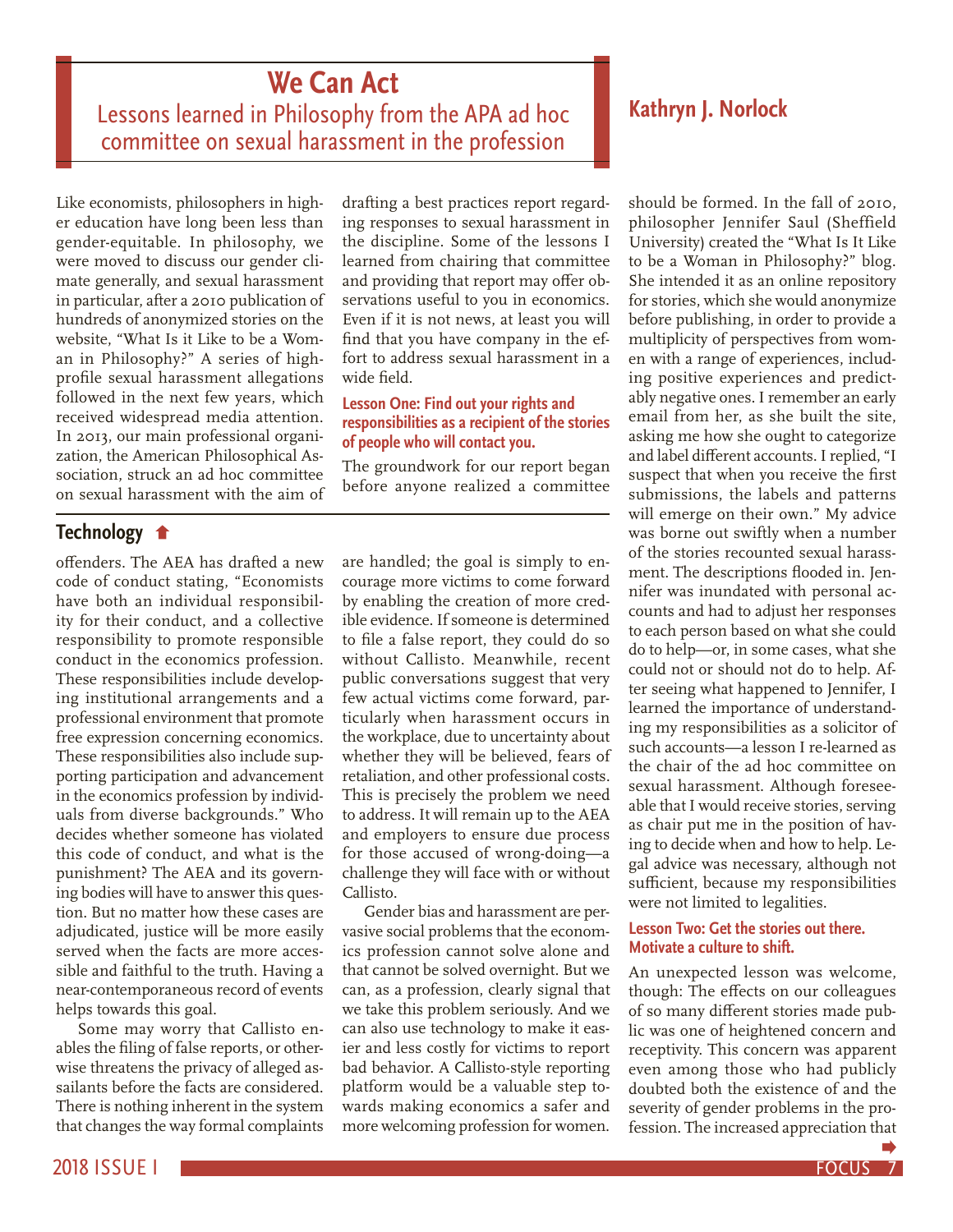# We Can Act

## Lessons learned in Philosophy from the APA ad hoc committee on sexual harassment in the profession

**Kathryn J. Norlock**

Like economists, philosophers in higher education have long been less than gender-equitable. In philosophy, we were moved to discuss our gender climate generally, and sexual harassment in particular, after a 2010 publication of hundreds of anonymized stories on the website, "What Is it Like to be a Woman in Philosophy?" A series of high-profile sexual harassment allegations followed in the next few years, which received widespread media attention. In 2013, our main professional organization, the American Philosophical Association, struck an ad hoc committee on sexual harassment with the aim of drafting a best practices report regarding responses to sexual harassment in the discipline. Some of the lessons I learned from chairing that committee and providing that report may offer observations useful to you in economics. Even if it is not news, at least you will find that you have company in the effort to address sexual harassment in a wide field.

### Lesson One: Find out your rights and responsibilities as a recipient of the stories of people who will contact you.

The groundwork for our report began before anyone realized a committee should be formed. In the fall of 2010, philosopher Jennifer Saul (Sheffield University) created the "What Is It Like to be a Woman in Philosophy?" blog. She intended it as an online repository for stories, which she would anonymize before publishing, in order to provide a multiplicity of perspectives from women with a range of experiences, including positive experiences and predictably negative ones. I remember an early email from her, as she built the site, asking me how she ought to categorize and label different accounts. I replied, "I suspect that when you receive the first submissions, the labels and patterns will emerge on their own." My advice was borne out swiftly when a number of the stories recounted sexual harassment. The descriptions flooded in. Jennifer was inundated with personal accounts and had to adjust her responses to each person based on what she could do to help—or, in some cases, what she could not or should not do to help. After seeing what happened to Jennifer, I learned the importance of understanding my responsibilities as a solicitor of such accounts—a lesson I re-learned as the chair of the ad hoc committee on sexual harassment. Although foreseeable that I would receive stories, serving as chair put me in the position of having to decide when and how to help. Legal advice was necessary, although not sufficient, because my responsibilities were not limited to legalities.

### Lesson Two: Get the stories out there. Motivate a culture to shift.

An unexpected lesson was welcome, though: The effects on our colleagues of so many different stories made public was one of heightened concern and receptivity. This concern was apparent even among those who had publicly doubted both the existence of and the severity of gender problems in the profession. The increased appreciation that

---

## Technology

offenders. The AEA has drafted a new code of conduct stating, "Economists have both an individual responsibility for their conduct, and a collective responsibility to promote responsible conduct in the economics profession. These responsibilities include developing institutional arrangements and a professional environment that promote free expression concerning economics. These responsibilities also include supporting participation and advancement in the economics profession by individuals from diverse backgrounds." Who decides whether someone has violated this code of conduct, and what is the punishment? The AEA and its governing bodies will have to answer this question. But no matter how these cases are adjudicated, justice will be more easily served when the facts are more accessible and faithful to the truth. Having a near-contemporaneous record of events helps towards this goal.

Some may worry that Callisto enables the filing of false reports, or otherwise threatens the privacy of alleged assailants before the facts are considered. There is nothing inherent in the system that changes the way formal complaints are handled; the goal is simply to encourage more victims to come forward by enabling the creation of more credible evidence. If someone is determined to file a false report, they could do so without Callisto. Meanwhile, recent public conversations suggest that very few actual victims come forward, particularly when harassment occurs in the workplace, due to uncertainty about whether they will be believed, fears of retaliation, and other professional costs. This is precisely the problem we need to address. It will remain up to the AEA and employers to ensure due process for those accused of wrong-doing—a challenge they will face with or without Callisto.

Gender bias and harassment are pervasive social problems that the economics profession cannot solve alone and that cannot be solved overnight. But we can, as a profession, clearly signal that we take this problem seriously. And we can also use technology to make it easier and less costly for victims to report bad behavior. A Callisto-style reporting platform would be a valuable step towards making economics a safer and more welcoming profession for women.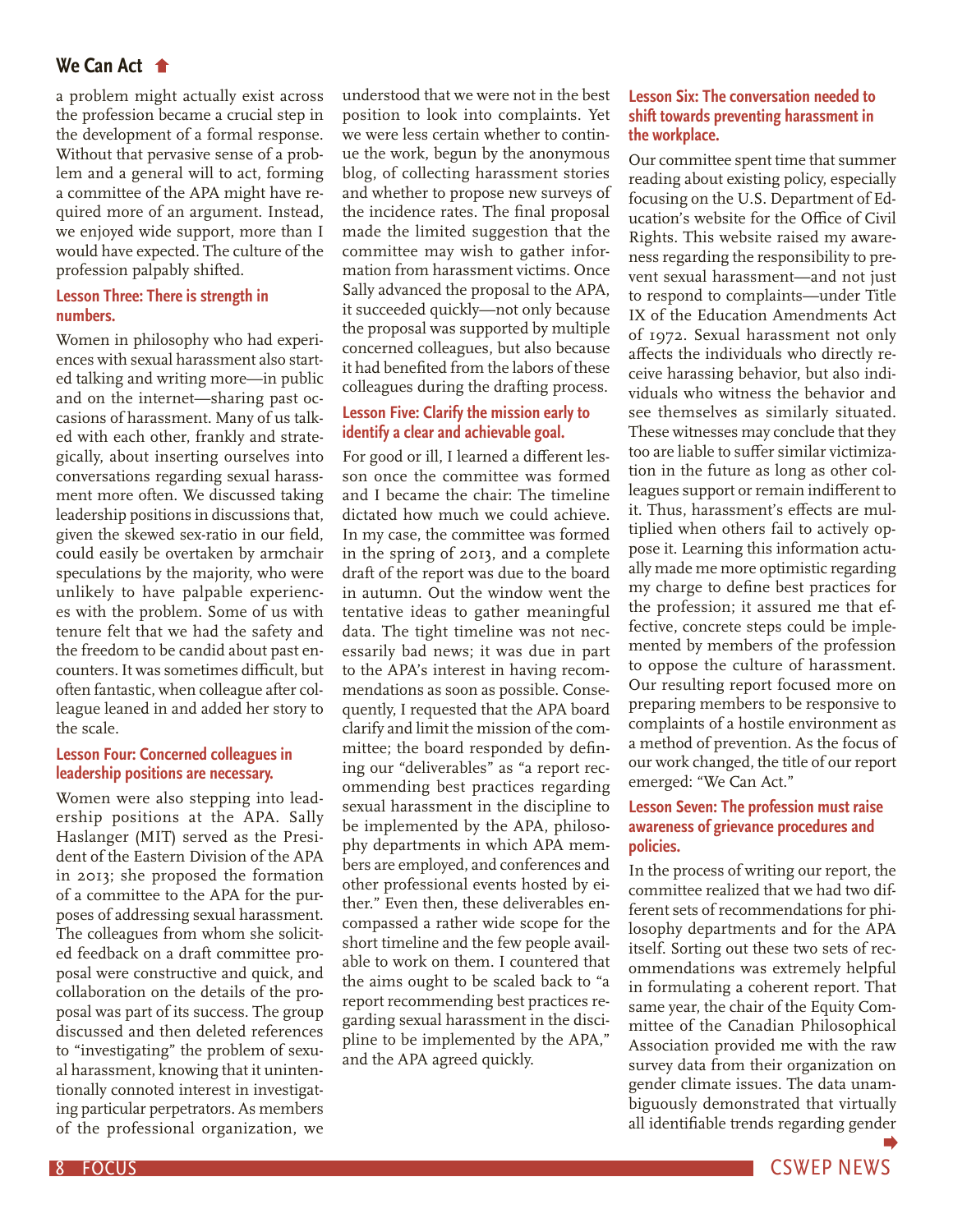a problem might actually exist across the profession became a crucial step in the development of a formal response. Without that pervasive sense of a problem and a general will to act, forming a committee of the APA might have required more of an argument. Instead, we enjoyed wide support, more than I would have expected. The culture of the profession palpably shifted.

### Lesson Three: There is strength in numbers.

Women in philosophy who had experiences with sexual harassment also started talking and writing more—in public and on the internet—sharing past occasions of harassment. Many of us talked with each other, frankly and strategically, about inserting ourselves into conversations regarding sexual harassment more often. We discussed taking leadership positions in discussions that, given the skewed sex-ratio in our field, could easily be overtaken by armchair speculations by the majority, who were unlikely to have palpable experiences with the problem. Some of us with tenure felt that we had the safety and the freedom to be candid about past encounters. It was sometimes difficult, but often fantastic, when colleague after colleague leaned in and added her story to the scale.

### Lesson Four: Concerned colleagues in leadership positions are necessary.

Women were also stepping into leadership positions at the APA. Sally Haslanger (MIT) served as the President of the Eastern Division of the APA in 2013; she proposed the formation of a committee to the APA for the purposes of addressing sexual harassment. The colleagues from whom she solicited feedback on a draft committee proposal were constructive and quick, and collaboration on the details of the proposal was part of its success. The group discussed and then deleted references to "investigating" the problem of sexual harassment, knowing that it unintentionally connoted interest in investigating particular perpetrators. As members of the professional organization, we understood that we were not in the best position to look into complaints. Yet we were less certain whether to continue the work, begun by the anonymous blog, of collecting harassment stories and whether to propose new surveys of the incidence rates. The final proposal made the limited suggestion that the committee may wish to gather information from harassment victims. Once Sally advanced the proposal to the APA, it succeeded quickly—not only because the proposal was supported by multiple concerned colleagues, but also because it had benefited from the labors of these colleagues during the drafting process.

### Lesson Five: Clarify the mission early to identify a clear and achievable goal.

For good or ill, I learned a different lesson once the committee was formed and I became the chair: The timeline dictated how much we could achieve. In my case, the committee was formed in the spring of 2013, and a complete draft of the report was due to the board in autumn. Out the window went the tentative ideas to gather meaningful data. The tight timeline was not necessarily bad news; it was due in part to the APA's interest in having recommendations as soon as possible. Consequently, I requested that the APA board clarify and limit the mission of the committee; the board responded by defining our "deliverables" as "a report recommending best practices regarding sexual harassment in the discipline to be implemented by the APA, philosophy departments in which APA members are employed, and conferences and other professional events hosted by either." Even then, these deliverables encompassed a rather wide scope for the short timeline and the few people available to work on them. I countered that the aims ought to be scaled back to "a report recommending best practices regarding sexual harassment in the discipline to be implemented by the APA," and the APA agreed quickly.

### Lesson Six: The conversation needed to shift towards preventing harassment in the workplace.

Our committee spent time that summer reading about existing policy, especially focusing on the U.S. Department of Education's website for the Office of Civil Rights. This website raised my awareness regarding the responsibility to prevent sexual harassment—and not just to respond to complaints—under Title IX of the Education Amendments Act of 1972. Sexual harassment not only affects the individuals who directly receive harassing behavior, but also individuals who witness the behavior and see themselves as similarly situated. These witnesses may conclude that they too are liable to suffer similar victimization in the future as long as other colleagues support or remain indifferent to it. Thus, harassment's effects are multiplied when others fail to actively oppose it. Learning this information actually made me more optimistic regarding my charge to define best practices for the profession; it assured me that effective, concrete steps could be implemented by members of the profession to oppose the culture of harassment. Our resulting report focused more on preparing members to be responsive to complaints of a hostile environment as a method of prevention. As the focus of our work changed, the title of our report emerged: "We Can Act."

### Lesson Seven: The profession must raise awareness of grievance procedures and policies.

In the process of writing our report, the committee realized that we had two different sets of recommendations for philosophy departments and for the APA itself. Sorting out these two sets of recommendations was extremely helpful in formulating a coherent report. That same year, the chair of the Equity Committee of the Canadian Philosophical Association provided me with the raw survey data from their organization on gender climate issues. The data unambiguously demonstrated that virtually all identifiable trends regarding gender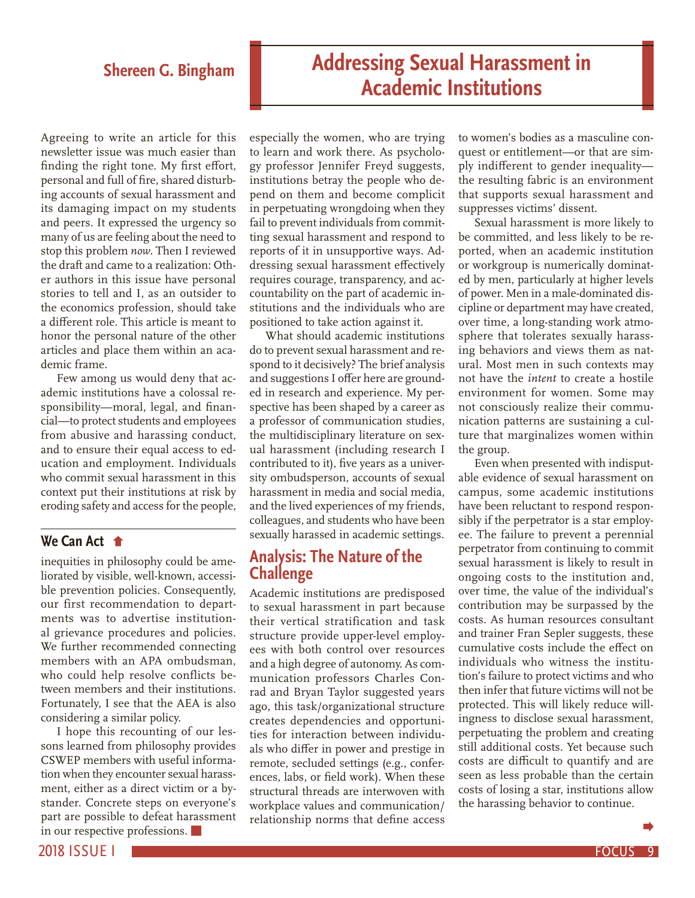## We Can Act

inequities in philosophy could be ameliorated by visible, well-known, accessible prevention policies. Consequently, our first recommendation to departments was to advertise institutional grievance procedures and policies. We further recommended connecting members with an APA ombudsman, who could help resolve conflicts between members and their institutions. Fortunately, I see that the AEA is also considering a similar policy.

I hope this recounting of our lessons learned from philosophy provides CSWEP members with useful information when they encounter sexual harassment, either as a direct victim or a bystander. Concrete steps on everyone's part are possible to defeat harassment in our respective professions. ■

# Addressing Sexual Harassment in Academic Institutions

**Shereen G. Bingham**

Agreeing to write an article for this newsletter issue was much easier than finding the right tone. My first effort, personal and full of fire, shared disturbing accounts of sexual harassment and its damaging impact on my students and peers. It expressed the urgency so many of us are feeling about the need to stop this problem *now*. Then I reviewed the draft and came to a realization: Other authors in this issue have personal stories to tell and I, as an outsider to the economics profession, should take a different role. This article is meant to honor the personal nature of the other articles and place them within an academic frame.

Few among us would deny that academic institutions have a colossal responsibility—moral, legal, and financial—to protect students and employees from abusive and harassing conduct, and to ensure their equal access to education and employment. Individuals who commit sexual harassment in this context put their institutions at risk by eroding safety and access for the people, especially the women, who are trying to learn and work there. As psychology professor Jennifer Freyd suggests, institutions betray the people who depend on them and become complicit in perpetuating wrongdoing when they fail to prevent individuals from committing sexual harassment and respond to reports of it in unsupportive ways. Addressing sexual harassment effectively requires courage, transparency, and accountability on the part of academic institutions and the individuals who are positioned to take action against it.

What should academic institutions do to prevent sexual harassment and respond to it decisively? The brief analysis and suggestions I offer here are grounded in research and experience. My perspective has been shaped by a career as a professor of communication studies, the multidisciplinary literature on sexual harassment (including research I contributed to it), five years as a university ombudsperson, accounts of sexual harassment in media and social media, and the lived experiences of my friends, colleagues, and students who have been sexually harassed in academic settings.

## Analysis: The Nature of the Challenge

Academic institutions are predisposed to sexual harassment in part because their vertical stratification and task structure provide upper-level employees with both control over resources and a high degree of autonomy. As communication professors Charles Conrad and Bryan Taylor suggested years ago, this task/organizational structure creates dependencies and opportunities for interaction between individuals who differ in power and prestige in remote, secluded settings (e.g., conferences, labs, or field work). When these structural threads are interwoven with workplace values and communication/relationship norms that define access to women's bodies as a masculine conquest or entitlement—or that are simply indifferent to gender inequality—the resulting fabric is an environment that supports sexual harassment and suppresses victims' dissent.

Sexual harassment is more likely to be committed, and less likely to be reported, when an academic institution or workgroup is numerically dominated by men, particularly at higher levels of power. Men in a male-dominated discipline or department may have created, over time, a long-standing work atmosphere that tolerates sexually harassing behaviors and views them as natural. Most men in such contexts may not have the *intent* to create a hostile environment for women. Some may not consciously realize their communication patterns are sustaining a culture that marginalizes women within the group.

Even when presented with indisputable evidence of sexual harassment on campus, some academic institutions have been reluctant to respond responsibly if the perpetrator is a star employee. The failure to prevent a perennial perpetrator from continuing to commit sexual harassment is likely to result in ongoing costs to the institution and, over time, the value of the individual's contribution may be surpassed by the costs. As human resources consultant and trainer Fran Sepler suggests, these cumulative costs include the effect on individuals who witness the institution's failure to protect victims and who then infer that future victims will not be protected. This will likely reduce willingness to disclose sexual harassment, perpetuating the problem and creating still additional costs. Yet because such costs are difficult to quantify and are seen as less probable than the certain costs of losing a star, institutions allow the harassing behavior to continue.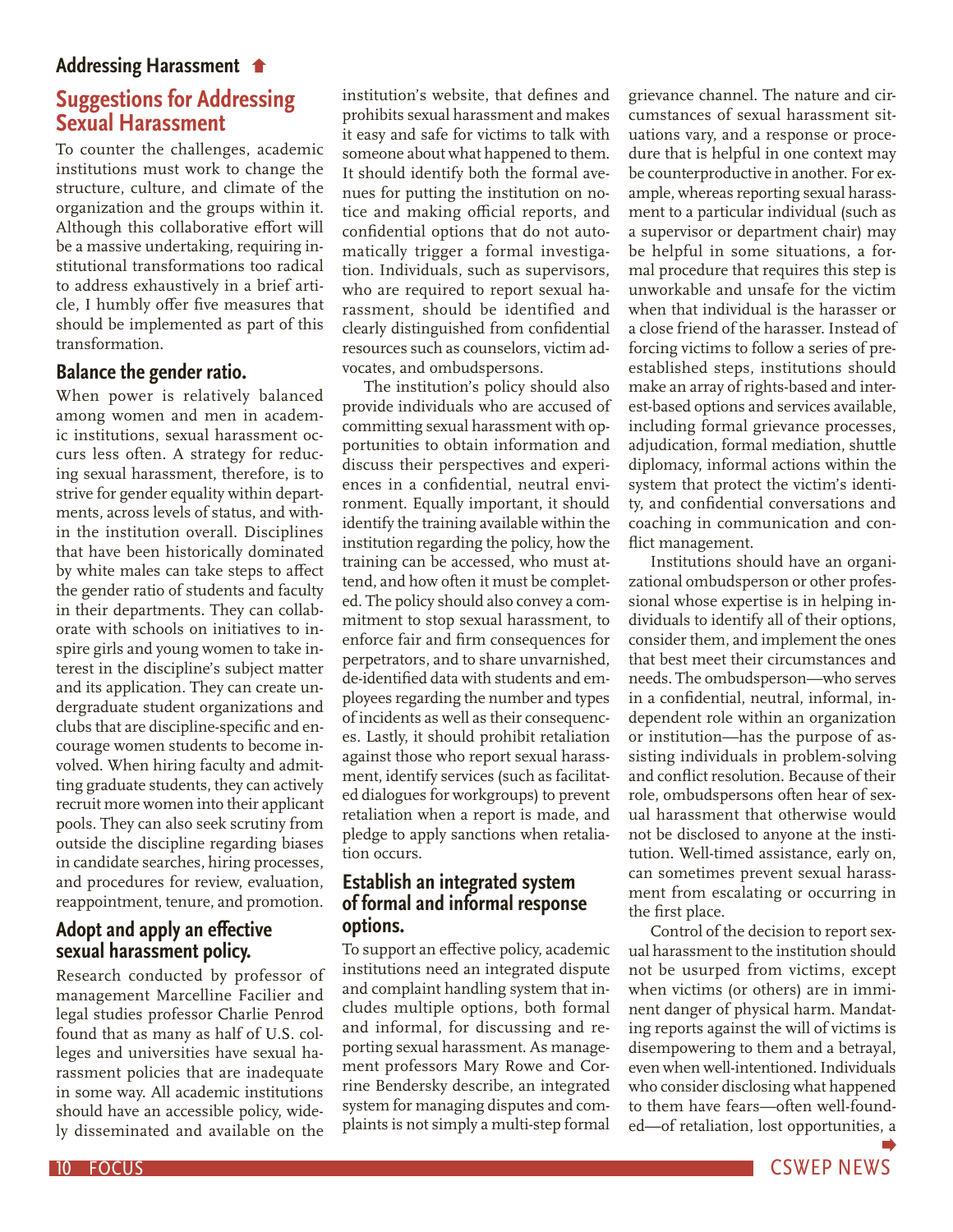## Suggestions for Addressing Sexual Harassment

To counter the challenges, academic institutions must work to change the structure, culture, and climate of the organization and the groups within it. Although this collaborative effort will be a massive undertaking, requiring institutional transformations too radical to address exhaustively in a brief article, I humbly offer five measures that should be implemented as part of this transformation.

### Balance the gender ratio.

When power is relatively balanced among women and men in academic institutions, sexual harassment occurs less often. A strategy for reducing sexual harassment, therefore, is to strive for gender equality within departments, across levels of status, and within the institution overall. Disciplines that have been historically dominated by white males can take steps to affect the gender ratio of students and faculty in their departments. They can collaborate with schools on initiatives to inspire girls and young women to take interest in the discipline's subject matter and its application. They can create undergraduate student organizations and clubs that are discipline-specific and encourage women students to become involved. When hiring faculty and admitting graduate students, they can actively recruit more women into their applicant pools. They can also seek scrutiny from outside the discipline regarding biases in candidate searches, hiring processes, and procedures for review, evaluation, reappointment, tenure, and promotion.

### Adopt and apply an effective sexual harassment policy.

Research conducted by professor of management Marcelline Facilier and legal studies professor Charlie Penrod found that as many as half of U.S. colleges and universities have sexual harassment policies that are inadequate in some way. All academic institutions should have an accessible policy, widely disseminated and available on the institution's website, that defines and prohibits sexual harassment and makes it easy and safe for victims to talk with someone about what happened to them. It should identify both the formal avenues for putting the institution on notice and making official reports, and confidential options that do not automatically trigger a formal investigation. Individuals, such as supervisors, who are required to report sexual harassment, should be identified and clearly distinguished from confidential resources such as counselors, victim advocates, and ombudspersons.

The institution's policy should also provide individuals who are accused of committing sexual harassment with opportunities to obtain information and discuss their perspectives and experiences in a confidential, neutral environment. Equally important, it should identify the training available within the institution regarding the policy, how the training can be accessed, who must attend, and how often it must be completed. The policy should also convey a commitment to stop sexual harassment, to enforce fair and firm consequences for perpetrators, and to share unvarnished, de-identified data with students and employees regarding the number and types of incidents as well as their consequences. Lastly, it should prohibit retaliation against those who report sexual harassment, identify services (such as facilitated dialogues for workgroups) to prevent retaliation when a report is made, and pledge to apply sanctions when retaliation occurs.

### Establish an integrated system of formal and informal response options.

To support an effective policy, academic institutions need an integrated dispute and complaint handling system that includes multiple options, both formal and informal, for discussing and reporting sexual harassment. As management professors Mary Rowe and Corrine Bendersky describe, an integrated system for managing disputes and complaints is not simply a multi-step formal grievance channel. The nature and circumstances of sexual harassment situations vary, and a response or procedure that is helpful in one context may be counterproductive in another. For example, whereas reporting sexual harassment to a particular individual (such as a supervisor or department chair) may be helpful in some situations, a formal procedure that requires this step is unworkable and unsafe for the victim when that individual is the harasser or a close friend of the harasser. Instead of forcing victims to follow a series of preestablished steps, institutions should make an array of rights-based and interest-based options and services available, including formal grievance processes, adjudication, formal mediation, shuttle diplomacy, informal actions within the system that protect the victim's identity, and confidential conversations and coaching in communication and conflict management.

Institutions should have an organizational ombudsperson or other professional whose expertise is in helping individuals to identify all of their options, consider them, and implement the ones that best meet their circumstances and needs. The ombudsperson—who serves in a confidential, neutral, informal, independent role within an organization or institution—has the purpose of assisting individuals in problem-solving and conflict resolution. Because of their role, ombudspersons often hear of sexual harassment that otherwise would not be disclosed to anyone at the institution. Well-timed assistance, early on, can sometimes prevent sexual harassment from escalating or occurring in the first place.

Control of the decision to report sexual harassment to the institution should not be usurped from victims, except when victims (or others) are in imminent danger of physical harm. Mandating reports against the will of victims is disempowering to them and a betrayal, even when well-intentioned. Individuals who consider disclosing what happened to them have fears—often well-founded—of retaliation, lost opportunities, a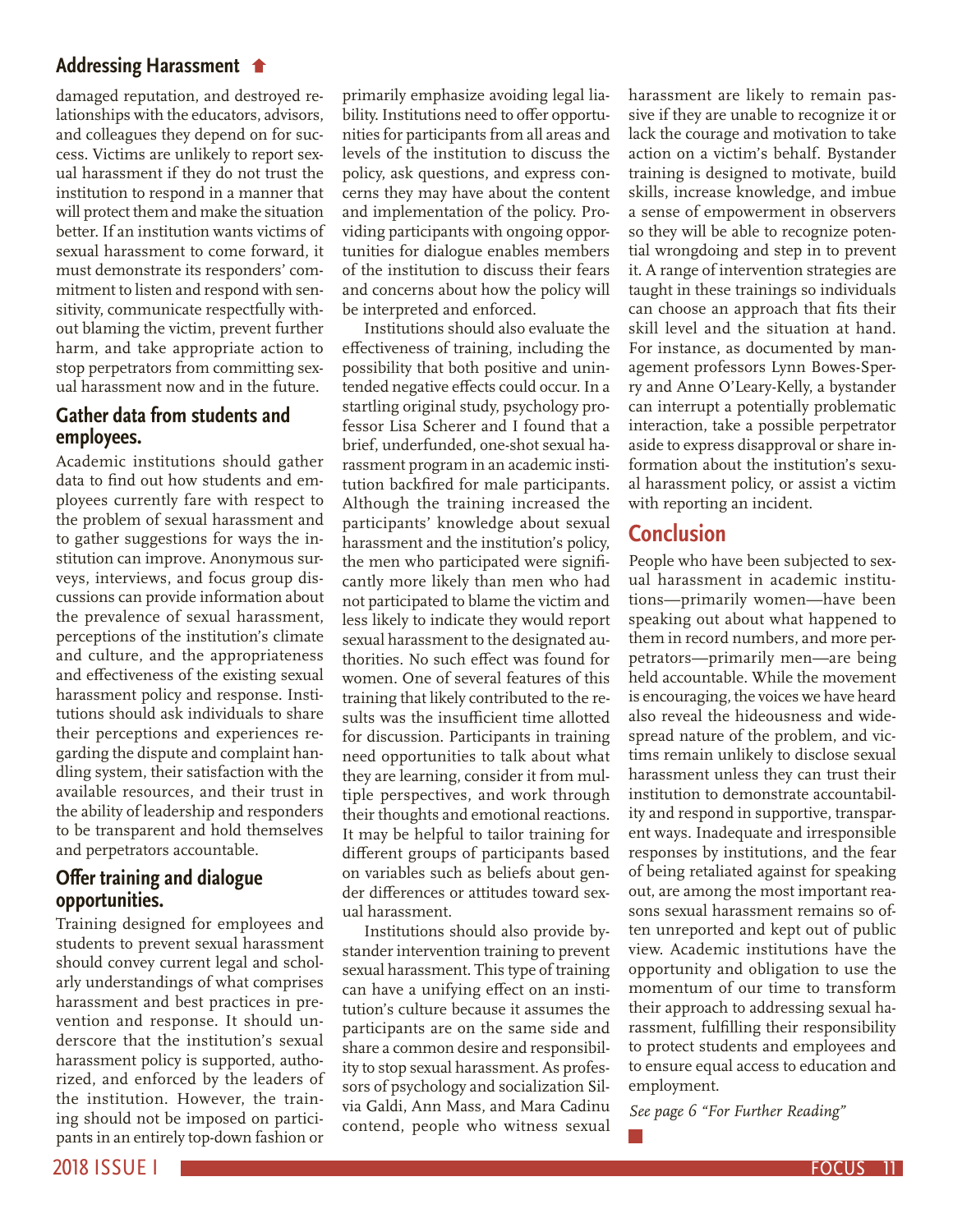damaged reputation, and destroyed relationships with the educators, advisors, and colleagues they depend on for success. Victims are unlikely to report sexual harassment if they do not trust the institution to respond in a manner that will protect them and make the situation better. If an institution wants victims of sexual harassment to come forward, it must demonstrate its responders' commitment to listen and respond with sensitivity, communicate respectfully without blaming the victim, prevent further harm, and take appropriate action to stop perpetrators from committing sexual harassment now and in the future.

### Gather data from students and employees.

Academic institutions should gather data to find out how students and employees currently fare with respect to the problem of sexual harassment and to gather suggestions for ways the institution can improve. Anonymous surveys, interviews, and focus group discussions can provide information about the prevalence of sexual harassment, perceptions of the institution's climate and culture, and the appropriateness and effectiveness of the existing sexual harassment policy and response. Institutions should ask individuals to share their perceptions and experiences regarding the dispute and complaint handling system, their satisfaction with the available resources, and their trust in the ability of leadership and responders to be transparent and hold themselves and perpetrators accountable.

### Offer training and dialogue opportunities.

Training designed for employees and students to prevent sexual harassment should convey current legal and scholarly understandings of what comprises harassment and best practices in prevention and response. It should underscore that the institution's sexual harassment policy is supported, authorized, and enforced by the leaders of the institution. However, the training should not be imposed on participants in an entirely top-down fashion or primarily emphasize avoiding legal liability. Institutions need to offer opportunities for participants from all areas and levels of the institution to discuss the policy, ask questions, and express concerns they may have about the content and implementation of the policy. Providing participants with ongoing opportunities for dialogue enables members of the institution to discuss their fears and concerns about how the policy will be interpreted and enforced.

Institutions should also evaluate the effectiveness of training, including the possibility that both positive and unintended negative effects could occur. In a startling original study, psychology professor Lisa Scherer and I found that a brief, underfunded, one-shot sexual harassment program in an academic institution backfired for male participants. Although the training increased the participants' knowledge about sexual harassment and the institution's policy, the men who participated were significantly more likely than men who had not participated to blame the victim and less likely to indicate they would report sexual harassment to the designated authorities. No such effect was found for women. One of several features of this training that likely contributed to the results was the insufficient time allotted for discussion. Participants in training need opportunities to talk about what they are learning, consider it from multiple perspectives, and work through their thoughts and emotional reactions. It may be helpful to tailor training for different groups of participants based on variables such as beliefs about gender differences or attitudes toward sexual harassment.

Institutions should also provide bystander intervention training to prevent sexual harassment. This type of training can have a unifying effect on an institution's culture because it assumes the participants are on the same side and share a common desire and responsibility to stop sexual harassment. As professors of psychology and socialization Silvia Galdi, Ann Mass, and Mara Cadinu contend, people who witness sexual harassment are likely to remain passive if they are unable to recognize it or lack the courage and motivation to take action on a victim's behalf. Bystander training is designed to motivate, build skills, increase knowledge, and imbue a sense of empowerment in observers so they will be able to recognize potential wrongdoing and step in to prevent it. A range of intervention strategies are taught in these trainings so individuals can choose an approach that fits their skill level and the situation at hand. For instance, as documented by management professors Lynn Bowes-Sperry and Anne O'Leary-Kelly, a bystander can interrupt a potentially problematic interaction, take a possible perpetrator aside to express disapproval or share information about the institution's sexual harassment policy, or assist a victim with reporting an incident.

## Conclusion

People who have been subjected to sexual harassment in academic institutions—primarily women—have been speaking out about what happened to them in record numbers, and more perpetrators—primarily men—are being held accountable. While the movement is encouraging, the voices we have heard also reveal the hideousness and widespread nature of the problem, and victims remain unlikely to disclose sexual harassment unless they can trust their institution to demonstrate accountability and respond in supportive, transparent ways. Inadequate and irresponsible responses by institutions, and the fear of being retaliated against for speaking out, are among the most important reasons sexual harassment remains so often unreported and kept out of public view. Academic institutions have the opportunity and obligation to use the momentum of our time to transform their approach to addressing sexual harassment, fulfilling their responsibility to protect students and employees and to ensure equal access to education and employment.

*See page 6 "For Further Reading"*